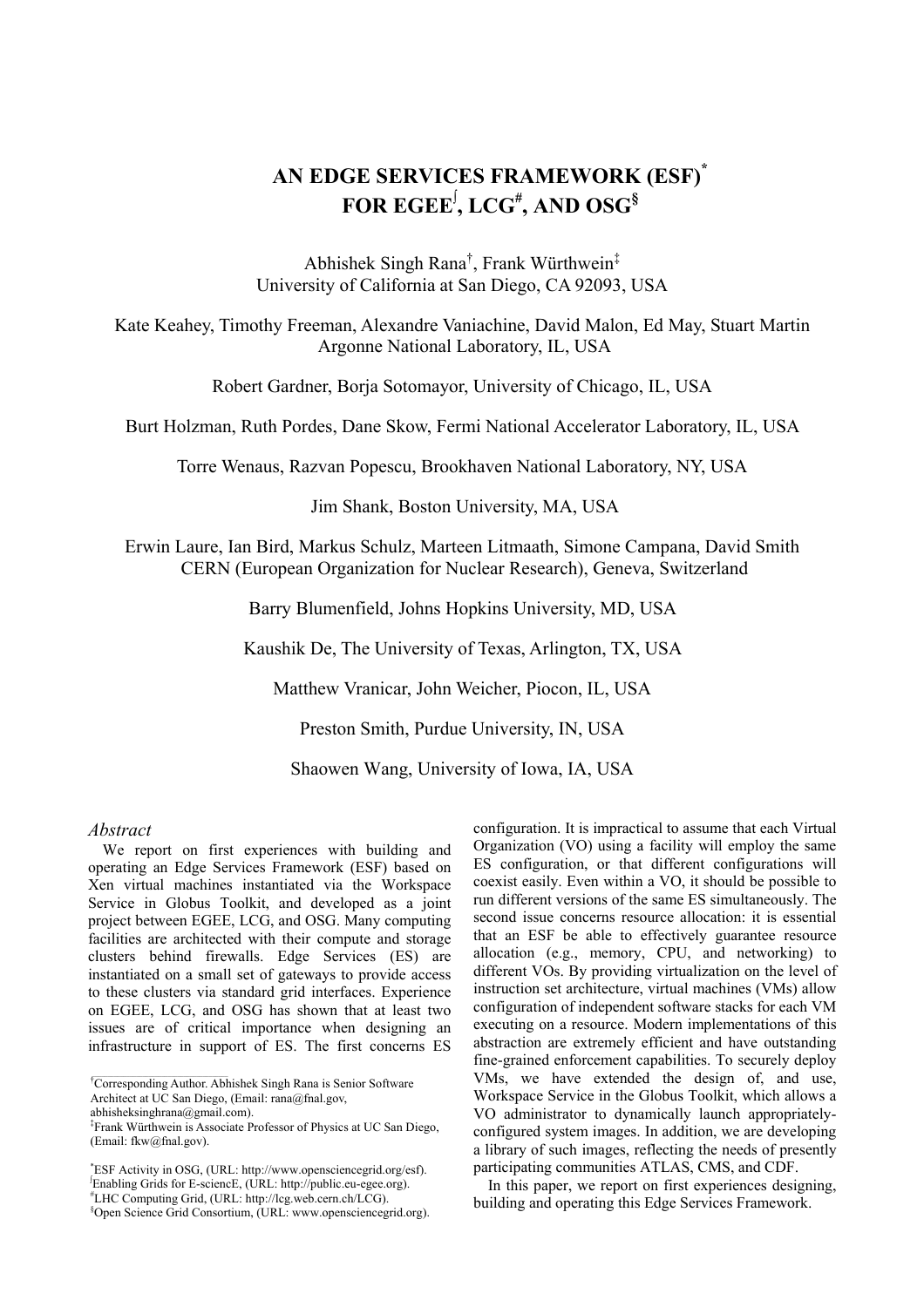# AN EDGE SERVICES FRAMEWORK (ESF)[*] FOR EGEE[∫], LCG[#], AND OSG[§]

Abhishek Singh Rana[†], Frank Würthwein[‡]
University of California at San Diego, CA 92093, USA

Kate Keahey, Timothy Freeman, Alexandre Vaniachine, David Malon, Ed May, Stuart Martin
Argonne National Laboratory, IL, USA

Robert Gardner, Borja Sotomayor, University of Chicago, IL, USA

Burt Holzman, Ruth Pordes, Dane Skow, Fermi National Accelerator Laboratory, IL, USA

Torre Wenaus, Razvan Popescu, Brookhaven National Laboratory, NY, USA

Jim Shank, Boston University, MA, USA

Erwin Laure, Ian Bird, Markus Schulz, Marteen Litmaath, Simone Campana, David Smith
CERN (European Organization for Nuclear Research), Geneva, Switzerland

Barry Blumenfield, Johns Hopkins University, MD, USA

Kaushik De, The University of Texas, Arlington, TX, USA

Matthew Vranicar, John Weicher, Piocon, IL, USA

Preston Smith, Purdue University, IN, USA

Shaowen Wang, University of Iowa, IA, USA

## *Abstract*

We report on first experiences with building and operating an Edge Services Framework (ESF) based on Xen virtual machines instantiated via the Workspace Service in Globus Toolkit, and developed as a joint project between EGEE, LCG, and OSG. Many computing facilities are architected with their compute and storage clusters behind firewalls. Edge Services (ES) are instantiated on a small set of gateways to provide access to these clusters via standard grid interfaces. Experience on EGEE, LCG, and OSG has shown that at least two issues are of critical importance when designing an infrastructure in support of ES. The first concerns ES configuration. It is impractical to assume that each Virtual Organization (VO) using a facility will employ the same ES configuration, or that different configurations will coexist easily. Even within a VO, it should be possible to run different versions of the same ES simultaneously. The second issue concerns resource allocation: it is essential that an ESF be able to effectively guarantee resource allocation (e.g., memory, CPU, and networking) to different VOs. By providing virtualization on the level of instruction set architecture, virtual machines (VMs) allow configuration of independent software stacks for each VM executing on a resource. Modern implementations of this abstraction are extremely efficient and have outstanding fine-grained enforcement capabilities. To securely deploy VMs, we have extended the design of, and use, Workspace Service in the Globus Toolkit, which allows a VO administrator to dynamically launch appropriately-configured system images. In addition, we are developing a library of such images, reflecting the needs of presently participating communities ATLAS, CMS, and CDF.

In this paper, we report on first experiences designing, building and operating this Edge Services Framework.

---

[†]Corresponding Author. Abhishek Singh Rana is Senior Software Architect at UC San Diego, (Email: rana@fnal.gov, abhisheksinghrana@gmail.com).
[‡]Frank Würthwein is Associate Professor of Physics at UC San Diego, (Email: fkw@fnal.gov).

[*]ESF Activity in OSG, (URL: http://www.opensciencegrid.org/esf).
[∫]Enabling Grids for E-sciencE, (URL: http://public.eu-egee.org).
[#]LHC Computing Grid, (URL: http://lcg.web.cern.ch/LCG).
[§]Open Science Grid Consortium, (URL: www.opensciencegrid.org).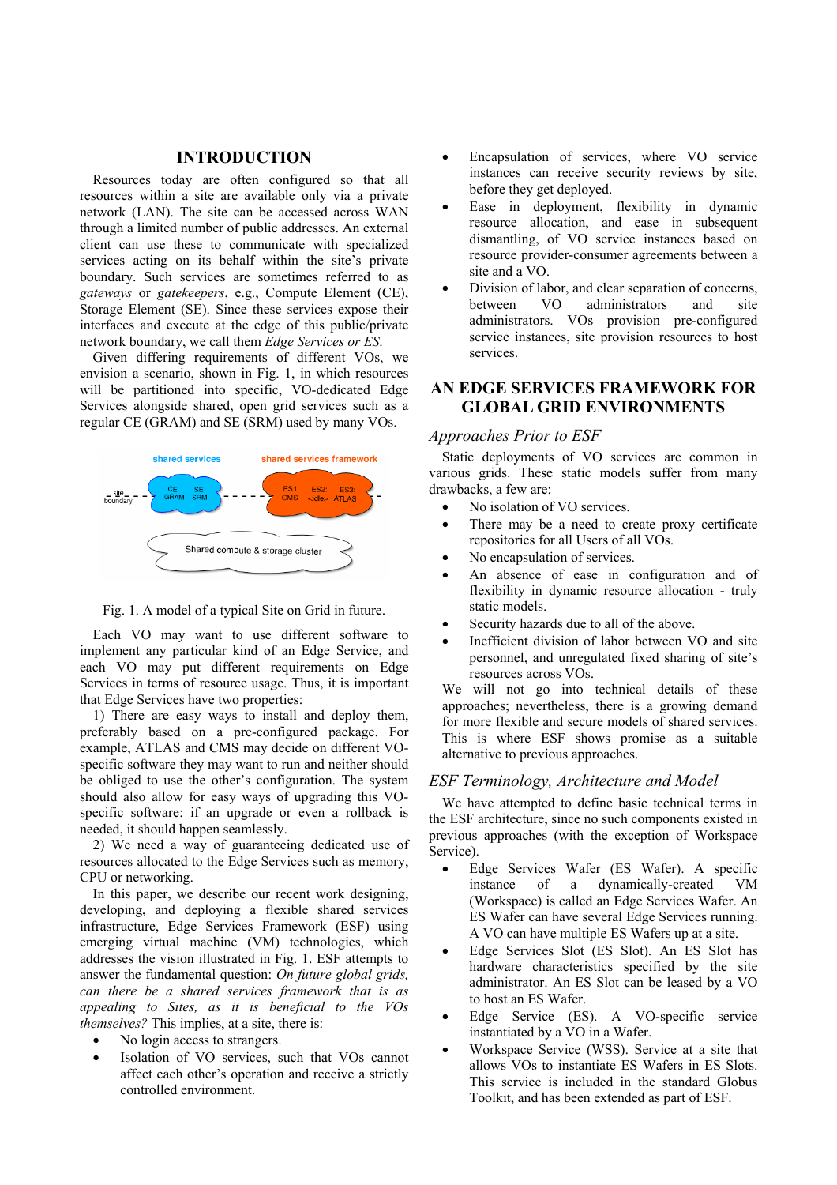## INTRODUCTION

Resources today are often configured so that all resources within a site are available only via a private network (LAN). The site can be accessed across WAN through a limited number of public addresses. An external client can use these to communicate with specialized services acting on its behalf within the site's private boundary. Such services are sometimes referred to as *gateways* or *gatekeepers*, e.g., Compute Element (CE), Storage Element (SE). Since these services expose their interfaces and execute at the edge of this public/private network boundary, we call them *Edge Services or ES.*

Given differing requirements of different VOs, we envision a scenario, shown in Fig. 1, in which resources will be partitioned into specific, VO-dedicated Edge Services alongside shared, open grid services such as a regular CE (GRAM) and SE (SRM) used by many VOs.

Fig. 1. A model of a typical Site on Grid in future.

Each VO may want to use different software to implement any particular kind of an Edge Service, and each VO may put different requirements on Edge Services in terms of resource usage. Thus, it is important that Edge Services have two properties:

1) There are easy ways to install and deploy them, preferably based on a pre-configured package. For example, ATLAS and CMS may decide on different VO-specific software they may want to run and neither should be obliged to use the other's configuration. The system should also allow for easy ways of upgrading this VO-specific software: if an upgrade or even a rollback is needed, it should happen seamlessly.

2) We need a way of guaranteeing dedicated use of resources allocated to the Edge Services such as memory, CPU or networking.

In this paper, we describe our recent work designing, developing, and deploying a flexible shared services infrastructure, Edge Services Framework (ESF) using emerging virtual machine (VM) technologies, which addresses the vision illustrated in Fig. 1. ESF attempts to answer the fundamental question: *On future global grids, can there be a shared services framework that is as appealing to Sites, as it is beneficial to the VOs themselves?* This implies, at a site, there is:

- No login access to strangers.
- Isolation of VO services, such that VOs cannot affect each other's operation and receive a strictly controlled environment.
- Encapsulation of services, where VO service instances can receive security reviews by site, before they get deployed.
- Ease in deployment, flexibility in dynamic resource allocation, and ease in subsequent dismantling, of VO service instances based on resource provider-consumer agreements between a site and a VO.
- Division of labor, and clear separation of concerns, between VO administrators and site administrators. VOs provision pre-configured service instances, site provision resources to host services.

## AN EDGE SERVICES FRAMEWORK FOR GLOBAL GRID ENVIRONMENTS

### *Approaches Prior to ESF*

Static deployments of VO services are common in various grids. These static models suffer from many drawbacks, a few are:

- No isolation of VO services.
- There may be a need to create proxy certificate repositories for all Users of all VOs.
- No encapsulation of services.
- An absence of ease in configuration and of flexibility in dynamic resource allocation - truly static models.
- Security hazards due to all of the above.
- Inefficient division of labor between VO and site personnel, and unregulated fixed sharing of site's resources across VOs.

We will not go into technical details of these approaches; nevertheless, there is a growing demand for more flexible and secure models of shared services. This is where ESF shows promise as a suitable alternative to previous approaches.

### *ESF Terminology, Architecture and Model*

We have attempted to define basic technical terms in the ESF architecture, since no such components existed in previous approaches (with the exception of Workspace Service).

- Edge Services Wafer (ES Wafer). A specific instance of a dynamically-created VM (Workspace) is called an Edge Services Wafer. An ES Wafer can have several Edge Services running. A VO can have multiple ES Wafers up at a site.
- Edge Services Slot (ES Slot). An ES Slot has hardware characteristics specified by the site administrator. An ES Slot can be leased by a VO to host an ES Wafer.
- Edge Service (ES). A VO-specific service instantiated by a VO in a Wafer.
- Workspace Service (WSS). Service at a site that allows VOs to instantiate ES Wafers in ES Slots. This service is included in the standard Globus Toolkit, and has been extended as part of ESF.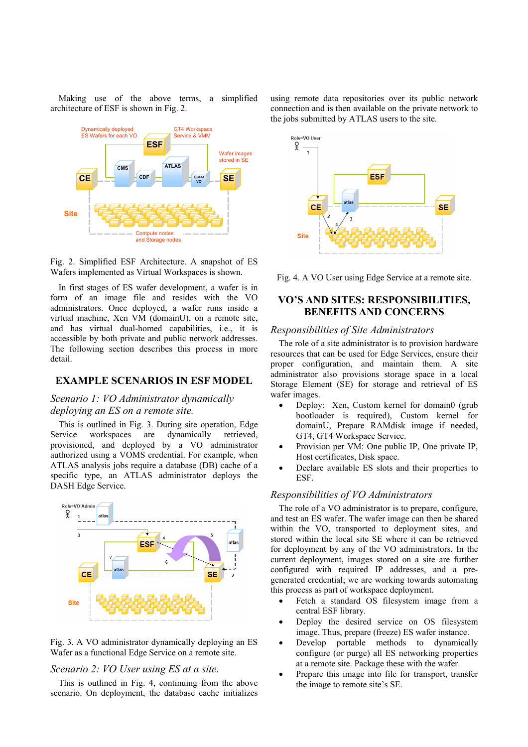Making use of the above terms, a simplified architecture of ESF is shown in Fig. 2.

Fig. 2. Simplified ESF Architecture. A snapshot of ES Wafers implemented as Virtual Workspaces is shown.

In first stages of ES wafer development, a wafer is in form of an image file and resides with the VO administrators. Once deployed, a wafer runs inside a virtual machine, Xen VM (domainU), on a remote site, and has virtual dual-homed capabilities, i.e., it is accessible by both private and public network addresses. The following section describes this process in more detail.

## EXAMPLE SCENARIOS IN ESF MODEL

### *Scenario 1: VO Administrator dynamically deploying an ES on a remote site.*

This is outlined in Fig. 3. During site operation, Edge Service workspaces are dynamically retrieved, provisioned, and deployed by a VO administrator authorized using a VOMS credential. For example, when ATLAS analysis jobs require a database (DB) cache of a specific type, an ATLAS administrator deploys the DASH Edge Service.

Fig. 3. A VO administrator dynamically deploying an ES Wafer as a functional Edge Service on a remote site.

### *Scenario 2: VO User using ES at a site.*

This is outlined in Fig. 4, continuing from the above scenario. On deployment, the database cache initializes using remote data repositories over its public network connection and is then available on the private network to the jobs submitted by ATLAS users to the site.

Fig. 4. A VO User using Edge Service at a remote site.

## VO'S AND SITES: RESPONSIBILITIES, BENEFITS AND CONCERNS

### *Responsibilities of Site Administrators*

The role of a site administrator is to provision hardware resources that can be used for Edge Services, ensure their proper configuration, and maintain them. A site administrator also provisions storage space in a local Storage Element (SE) for storage and retrieval of ES wafer images.

- Deploy: Xen, Custom kernel for domain0 (grub bootloader is required), Custom kernel for domainU, Prepare RAMdisk image if needed, GT4, GT4 Workspace Service.
- Provision per VM: One public IP, One private IP, Host certificates, Disk space.
- Declare available ES slots and their properties to ESF.

### *Responsibilities of VO Administrators*

The role of a VO administrator is to prepare, configure, and test an ES wafer. The wafer image can then be shared within the VO, transported to deployment sites, and stored within the local site SE where it can be retrieved for deployment by any of the VO administrators. In the current deployment, images stored on a site are further configured with required IP addresses, and a pre-generated credential; we are working towards automating this process as part of workspace deployment.

- Fetch a standard OS filesystem image from a central ESF library.
- Deploy the desired service on OS filesystem image. Thus, prepare (freeze) ES wafer instance.
- Develop portable methods to dynamically configure (or purge) all ES networking properties at a remote site. Package these with the wafer.
- Prepare this image into file for transport, transfer the image to remote site's SE.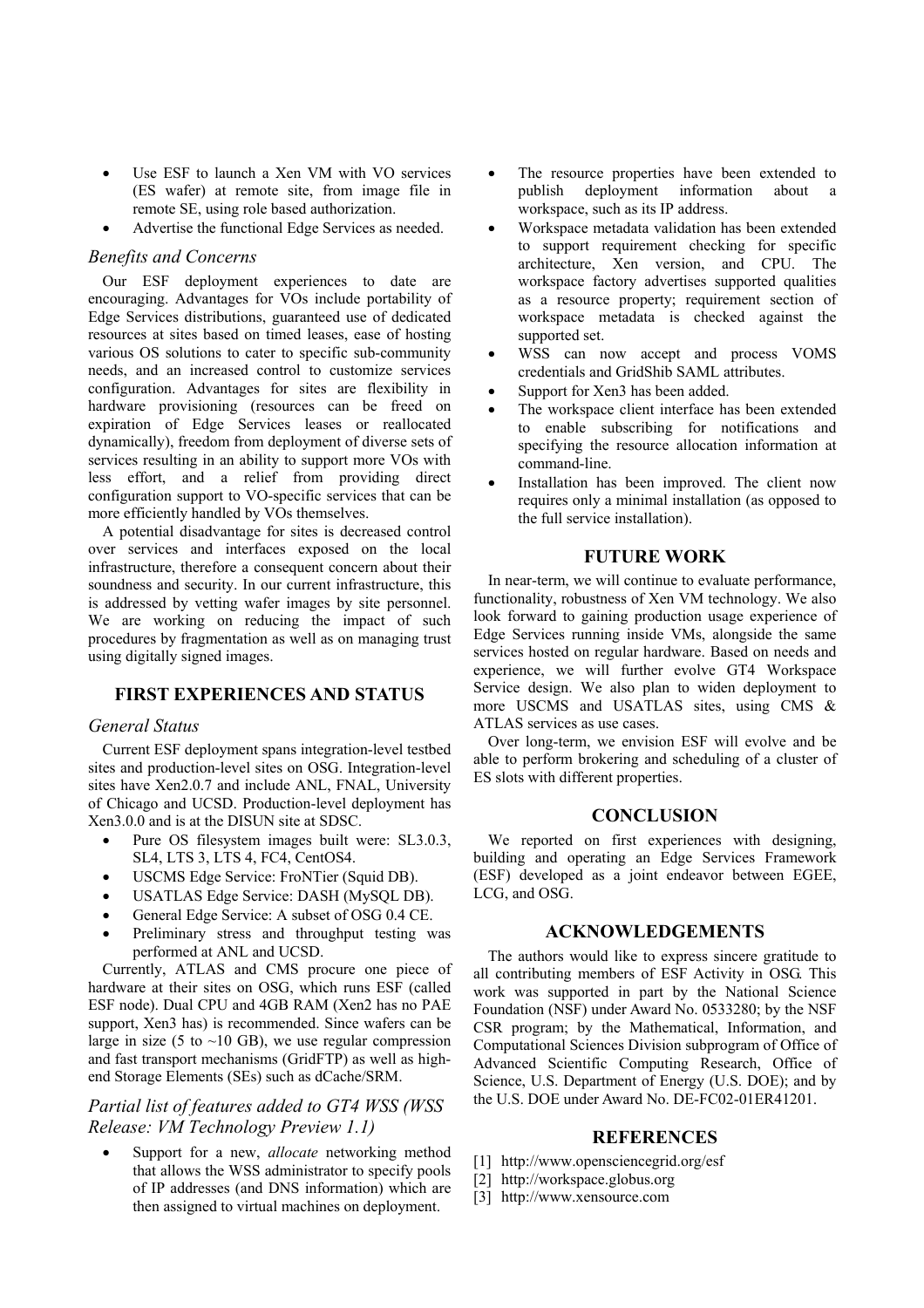- Use ESF to launch a Xen VM with VO services (ES wafer) at remote site, from image file in remote SE, using role based authorization.
- Advertise the functional Edge Services as needed.

### *Benefits and Concerns*

Our ESF deployment experiences to date are encouraging. Advantages for VOs include portability of Edge Services distributions, guaranteed use of dedicated resources at sites based on timed leases, ease of hosting various OS solutions to cater to specific sub-community needs, and an increased control to customize services configuration. Advantages for sites are flexibility in hardware provisioning (resources can be freed on expiration of Edge Services leases or reallocated dynamically), freedom from deployment of diverse sets of services resulting in an ability to support more VOs with less effort, and a relief from providing direct configuration support to VO-specific services that can be more efficiently handled by VOs themselves.

A potential disadvantage for sites is decreased control over services and interfaces exposed on the local infrastructure, therefore a consequent concern about their soundness and security. In our current infrastructure, this is addressed by vetting wafer images by site personnel. We are working on reducing the impact of such procedures by fragmentation as well as on managing trust using digitally signed images.

## FIRST EXPERIENCES AND STATUS

### *General Status*

Current ESF deployment spans integration-level testbed sites and production-level sites on OSG. Integration-level sites have Xen2.0.7 and include ANL, FNAL, University of Chicago and UCSD. Production-level deployment has Xen3.0.0 and is at the DISUN site at SDSC.

- Pure OS filesystem images built were: SL3.0.3, SL4, LTS 3, LTS 4, FC4, CentOS4.
- USCMS Edge Service: FroNTier (Squid DB).
- USATLAS Edge Service: DASH (MySQL DB).
- General Edge Service: A subset of OSG 0.4 CE.
- Preliminary stress and throughput testing was performed at ANL and UCSD.

Currently, ATLAS and CMS procure one piece of hardware at their sites on OSG, which runs ESF (called ESF node). Dual CPU and 4GB RAM (Xen2 has no PAE support, Xen3 has) is recommended. Since wafers can be large in size (5 to ~10 GB), we use regular compression and fast transport mechanisms (GridFTP) as well as high-end Storage Elements (SEs) such as dCache/SRM.

### *Partial list of features added to GT4 WSS (WSS Release: VM Technology Preview 1.1)*

- Support for a new, *allocate* networking method that allows the WSS administrator to specify pools of IP addresses (and DNS information) which are then assigned to virtual machines on deployment.
- The resource properties have been extended to publish deployment information about a workspace, such as its IP address.
- Workspace metadata validation has been extended to support requirement checking for specific architecture, Xen version, and CPU. The workspace factory advertises supported qualities as a resource property; requirement section of workspace metadata is checked against the supported set.
- WSS can now accept and process VOMS credentials and GridShib SAML attributes.
- Support for Xen3 has been added.
- The workspace client interface has been extended to enable subscribing for notifications and specifying the resource allocation information at command-line.
- Installation has been improved. The client now requires only a minimal installation (as opposed to the full service installation).

## FUTURE WORK

In near-term, we will continue to evaluate performance, functionality, robustness of Xen VM technology. We also look forward to gaining production usage experience of Edge Services running inside VMs, alongside the same services hosted on regular hardware. Based on needs and experience, we will further evolve GT4 Workspace Service design. We also plan to widen deployment to more USCMS and USATLAS sites, using CMS & ATLAS services as use cases.

Over long-term, we envision ESF will evolve and be able to perform brokering and scheduling of a cluster of ES slots with different properties.

## CONCLUSION

We reported on first experiences with designing, building and operating an Edge Services Framework (ESF) developed as a joint endeavor between EGEE, LCG, and OSG.

## ACKNOWLEDGEMENTS

The authors would like to express sincere gratitude to all contributing members of ESF Activity in OSG. This work was supported in part by the National Science Foundation (NSF) under Award No. 0533280; by the NSF CSR program; by the Mathematical, Information, and Computational Sciences Division subprogram of Office of Advanced Scientific Computing Research, Office of Science, U.S. Department of Energy (U.S. DOE); and by the U.S. DOE under Award No. DE-FC02-01ER41201.

## REFERENCES

[1] http://www.opensciencegrid.org/esf

[2] http://workspace.globus.org

[3] http://www.xensource.com